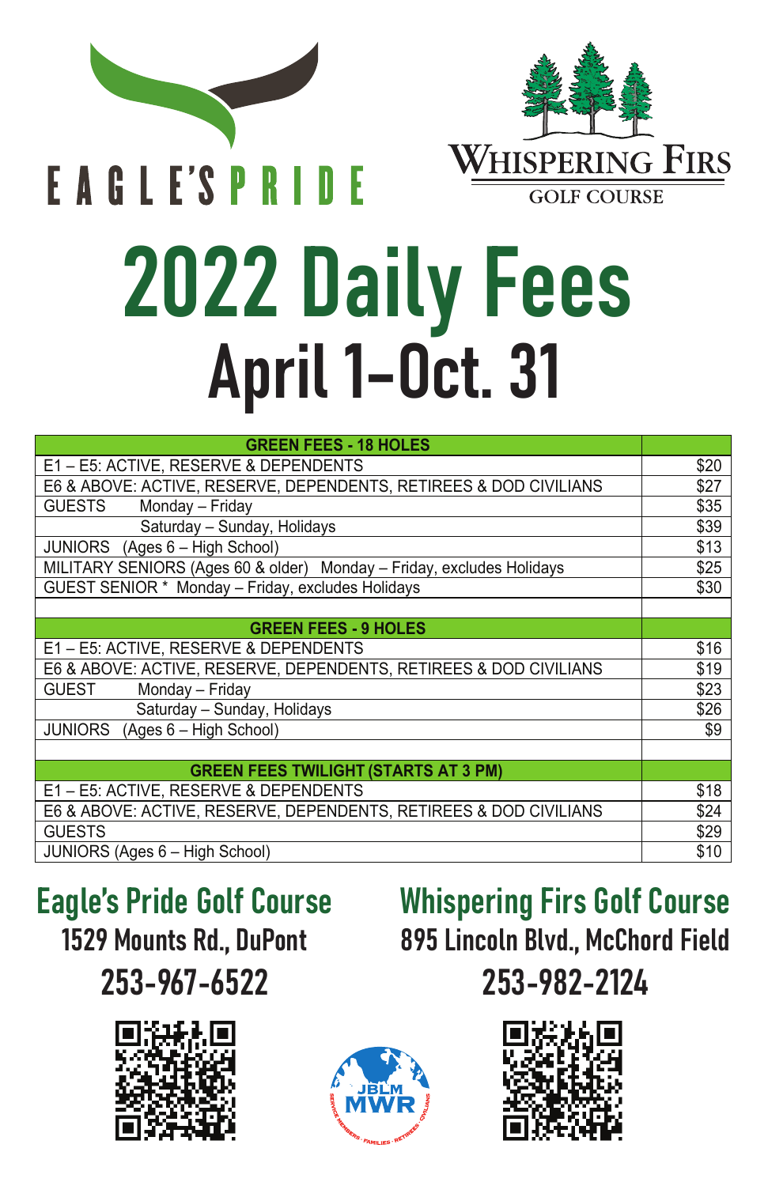EAGLE'S PRIDE

WHISPERING FIRS
GOLF COURSE

# 2022 Daily Fees
## April 1–Oct. 31

| GREEN FEES - 18 HOLES | |
|---|---|
| E1 – E5: ACTIVE, RESERVE & DEPENDENTS | $20 |
| E6 & ABOVE: ACTIVE, RESERVE, DEPENDENTS, RETIREES & DOD CIVILIANS | $27 |
| GUESTS Monday – Friday | $35 |
| Saturday – Sunday, Holidays | $39 |
| JUNIORS (Ages 6 – High School) | $13 |
| MILITARY SENIORS (Ages 60 & older) Monday – Friday, excludes Holidays | $25 |
| GUEST SENIOR * Monday – Friday, excludes Holidays | $30 |
| | |
| **GREEN FEES - 9 HOLES** | |
| E1 – E5: ACTIVE, RESERVE & DEPENDENTS | $16 |
| E6 & ABOVE: ACTIVE, RESERVE, DEPENDENTS, RETIREES & DOD CIVILIANS | $19 |
| GUEST Monday – Friday | $23 |
| Saturday – Sunday, Holidays | $26 |
| JUNIORS (Ages 6 – High School) | $9 |
| | |
| **GREEN FEES TWILIGHT (STARTS AT 3 PM)** | |
| E1 – E5: ACTIVE, RESERVE & DEPENDENTS | $18 |
| E6 & ABOVE: ACTIVE, RESERVE, DEPENDENTS, RETIREES & DOD CIVILIANS | $24 |
| GUESTS | $29 |
| JUNIORS (Ages 6 – High School) | $10 |

## Eagle's Pride Golf Course
1529 Mounts Rd., DuPont

253-967-6522

## Whispering Firs Golf Course
895 Lincoln Blvd., McChord Field

253-982-2124

JBLM MWR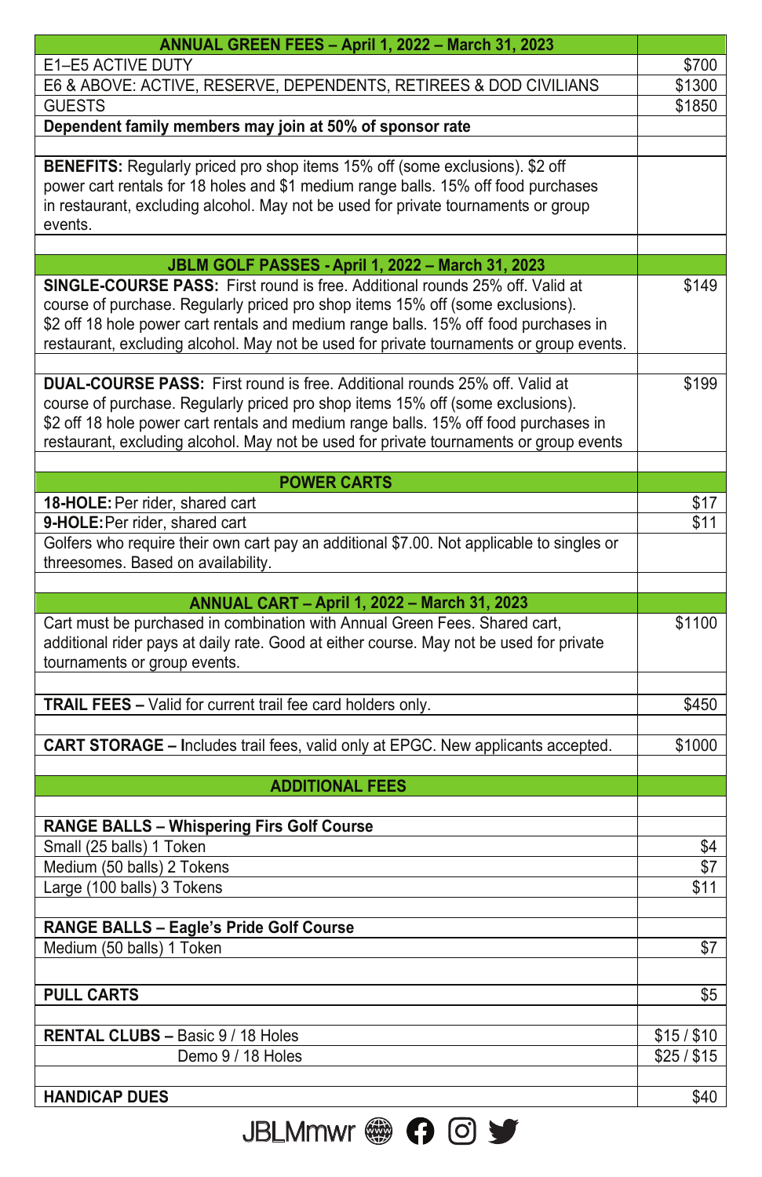| ANNUAL GREEN FEES – April 1, 2022 – March 31, 2023 | |
|---|---|
| E1–E5 ACTIVE DUTY | $700 |
| E6 & ABOVE: ACTIVE, RESERVE, DEPENDENTS, RETIREES & DOD CIVILIANS | $1300 |
| GUESTS | $1850 |
| **Dependent family members may join at 50% of sponsor rate** | |
| | |
| **BENEFITS:** Regularly priced pro shop items 15% off (some exclusions). $2 off power cart rentals for 18 holes and $1 medium range balls. 15% off food purchases in restaurant, excluding alcohol. May not be used for private tournaments or group events. | |
| | |
| **JBLM GOLF PASSES - April 1, 2022 – March 31, 2023** | |
| **SINGLE-COURSE PASS:** First round is free. Additional rounds 25% off. Valid at course of purchase. Regularly priced pro shop items 15% off (some exclusions). $2 off 18 hole power cart rentals and medium range balls. 15% off food purchases in restaurant, excluding alcohol. May not be used for private tournaments or group events. | $149 |
| | |
| **DUAL-COURSE PASS:** First round is free. Additional rounds 25% off. Valid at course of purchase. Regularly priced pro shop items 15% off (some exclusions). $2 off 18 hole power cart rentals and medium range balls. 15% off food purchases in restaurant, excluding alcohol. May not be used for private tournaments or group events | $199 |
| | |
| **POWER CARTS** | |
| **18-HOLE:** Per rider, shared cart | $17 |
| **9-HOLE:** Per rider, shared cart | $11 |
| Golfers who require their own cart pay an additional $7.00. Not applicable to singles or threesomes. Based on availability. | |
| | |
| **ANNUAL CART – April 1, 2022 – March 31, 2023** | |
| Cart must be purchased in combination with Annual Green Fees. Shared cart, additional rider pays at daily rate. Good at either course. May not be used for private tournaments or group events. | $1100 |
| | |
| **TRAIL FEES –** Valid for current trail fee card holders only. | $450 |
| | |
| **CART STORAGE – I**ncludes trail fees, valid only at EPGC. New applicants accepted. | $1000 |
| | |
| **ADDITIONAL FEES** | |
| | |
| **RANGE BALLS – Whispering Firs Golf Course** | |
| Small (25 balls) 1 Token | $4 |
| Medium (50 balls) 2 Tokens | $7 |
| Large (100 balls) 3 Tokens | $11 |
| | |
| **RANGE BALLS – Eagle's Pride Golf Course** | |
| Medium (50 balls) 1 Token | $7 |
| | |
| **PULL CARTS** | $5 |
| | |
| **RENTAL CLUBS –** Basic 9 / 18 Holes | $15 / $10 |
| Demo 9 / 18 Holes | $25 / $15 |
| | |
| **HANDICAP DUES** | $40 |

JBLMmwr